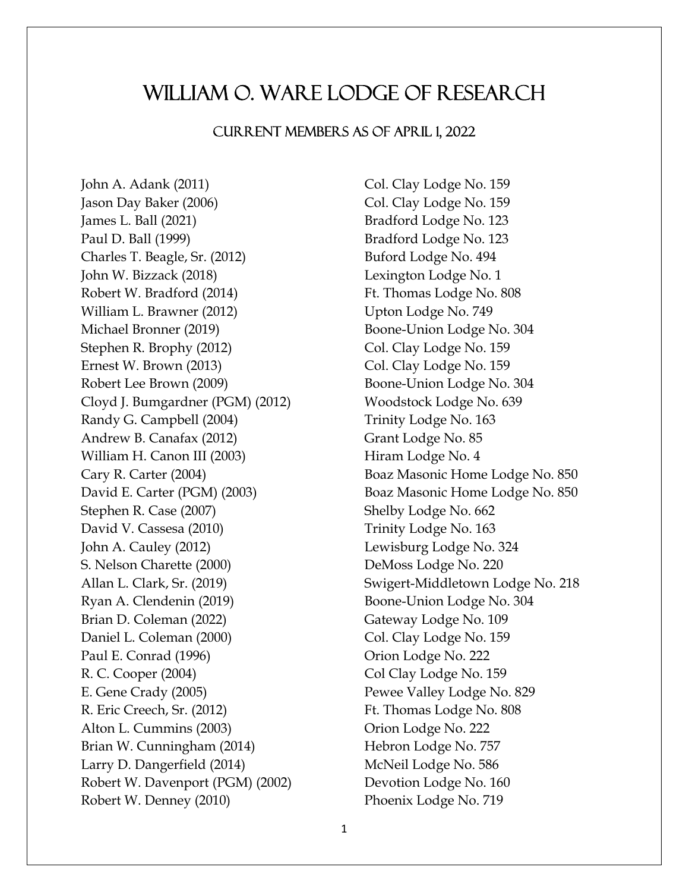# William O. Ware Lodge of Research

## Current Members as of April 1, 2022

| Member | Lodge |
| --- | --- |
| John A. Adank (2011) | Col. Clay Lodge No. 159 |
| Jason Day Baker (2006) | Col. Clay Lodge No. 159 |
| James L. Ball (2021) | Bradford Lodge No. 123 |
| Paul D. Ball (1999) | Bradford Lodge No. 123 |
| Charles T. Beagle, Sr. (2012) | Buford Lodge No. 494 |
| John W. Bizzack (2018) | Lexington Lodge No. 1 |
| Robert W. Bradford (2014) | Ft. Thomas Lodge No. 808 |
| William L. Brawner (2012) | Upton Lodge No. 749 |
| Michael Bronner (2019) | Boone-Union Lodge No. 304 |
| Stephen R. Brophy (2012) | Col. Clay Lodge No. 159 |
| Ernest W. Brown (2013) | Col. Clay Lodge No. 159 |
| Robert Lee Brown (2009) | Boone-Union Lodge No. 304 |
| Cloyd J. Bumgardner (PGM) (2012) | Woodstock Lodge No. 639 |
| Randy G. Campbell (2004) | Trinity Lodge No. 163 |
| Andrew B. Canafax (2012) | Grant Lodge No. 85 |
| William H. Canon III (2003) | Hiram Lodge No. 4 |
| Cary R. Carter (2004) | Boaz Masonic Home Lodge No. 850 |
| David E. Carter (PGM) (2003) | Boaz Masonic Home Lodge No. 850 |
| Stephen R. Case (2007) | Shelby Lodge No. 662 |
| David V. Cassesa (2010) | Trinity Lodge No. 163 |
| John A. Cauley (2012) | Lewisburg Lodge No. 324 |
| S. Nelson Charette (2000) | DeMoss Lodge No. 220 |
| Allan L. Clark, Sr. (2019) | Swigert-Middletown Lodge No. 218 |
| Ryan A. Clendenin (2019) | Boone-Union Lodge No. 304 |
| Brian D. Coleman (2022) | Gateway Lodge No. 109 |
| Daniel L. Coleman (2000) | Col. Clay Lodge No. 159 |
| Paul E. Conrad (1996) | Orion Lodge No. 222 |
| R. C. Cooper (2004) | Col Clay Lodge No. 159 |
| E. Gene Crady (2005) | Pewee Valley Lodge No. 829 |
| R. Eric Creech, Sr. (2012) | Ft. Thomas Lodge No. 808 |
| Alton L. Cummins (2003) | Orion Lodge No. 222 |
| Brian W. Cunningham (2014) | Hebron Lodge No. 757 |
| Larry D. Dangerfield (2014) | McNeil Lodge No. 586 |
| Robert W. Davenport (PGM) (2002) | Devotion Lodge No. 160 |
| Robert W. Denney (2010) | Phoenix Lodge No. 719 |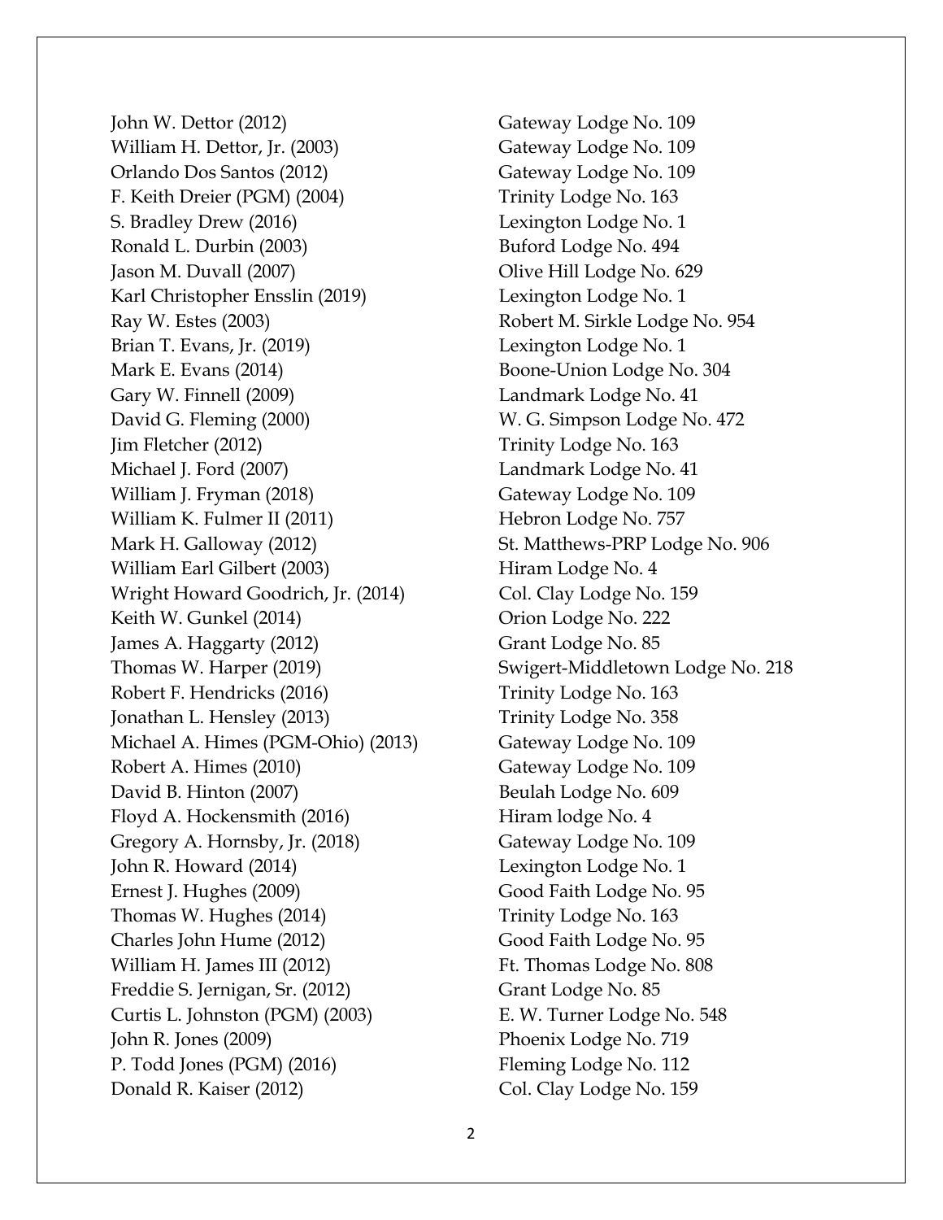| | |
|---|---|
| John W. Dettor (2012) | Gateway Lodge No. 109 |
| William H. Dettor, Jr. (2003) | Gateway Lodge No. 109 |
| Orlando Dos Santos (2012) | Gateway Lodge No. 109 |
| F. Keith Dreier (PGM) (2004) | Trinity Lodge No. 163 |
| S. Bradley Drew (2016) | Lexington Lodge No. 1 |
| Ronald L. Durbin (2003) | Buford Lodge No. 494 |
| Jason M. Duvall (2007) | Olive Hill Lodge No. 629 |
| Karl Christopher Ensslin (2019) | Lexington Lodge No. 1 |
| Ray W. Estes (2003) | Robert M. Sirkle Lodge No. 954 |
| Brian T. Evans, Jr. (2019) | Lexington Lodge No. 1 |
| Mark E. Evans (2014) | Boone-Union Lodge No. 304 |
| Gary W. Finnell (2009) | Landmark Lodge No. 41 |
| David G. Fleming (2000) | W. G. Simpson Lodge No. 472 |
| Jim Fletcher (2012) | Trinity Lodge No. 163 |
| Michael J. Ford (2007) | Landmark Lodge No. 41 |
| William J. Fryman (2018) | Gateway Lodge No. 109 |
| William K. Fulmer II (2011) | Hebron Lodge No. 757 |
| Mark H. Galloway (2012) | St. Matthews-PRP Lodge No. 906 |
| William Earl Gilbert (2003) | Hiram Lodge No. 4 |
| Wright Howard Goodrich, Jr. (2014) | Col. Clay Lodge No. 159 |
| Keith W. Gunkel (2014) | Orion Lodge No. 222 |
| James A. Haggarty (2012) | Grant Lodge No. 85 |
| Thomas W. Harper (2019) | Swigert-Middletown Lodge No. 218 |
| Robert F. Hendricks (2016) | Trinity Lodge No. 163 |
| Jonathan L. Hensley (2013) | Trinity Lodge No. 358 |
| Michael A. Himes (PGM-Ohio) (2013) | Gateway Lodge No. 109 |
| Robert A. Himes (2010) | Gateway Lodge No. 109 |
| David B. Hinton (2007) | Beulah Lodge No. 609 |
| Floyd A. Hockensmith (2016) | Hiram lodge No. 4 |
| Gregory A. Hornsby, Jr. (2018) | Gateway Lodge No. 109 |
| John R. Howard (2014) | Lexington Lodge No. 1 |
| Ernest J. Hughes (2009) | Good Faith Lodge No. 95 |
| Thomas W. Hughes (2014) | Trinity Lodge No. 163 |
| Charles John Hume (2012) | Good Faith Lodge No. 95 |
| William H. James III (2012) | Ft. Thomas Lodge No. 808 |
| Freddie S. Jernigan, Sr. (2012) | Grant Lodge No. 85 |
| Curtis L. Johnston (PGM) (2003) | E. W. Turner Lodge No. 548 |
| John R. Jones (2009) | Phoenix Lodge No. 719 |
| P. Todd Jones (PGM) (2016) | Fleming Lodge No. 112 |
| Donald R. Kaiser (2012) | Col. Clay Lodge No. 159 |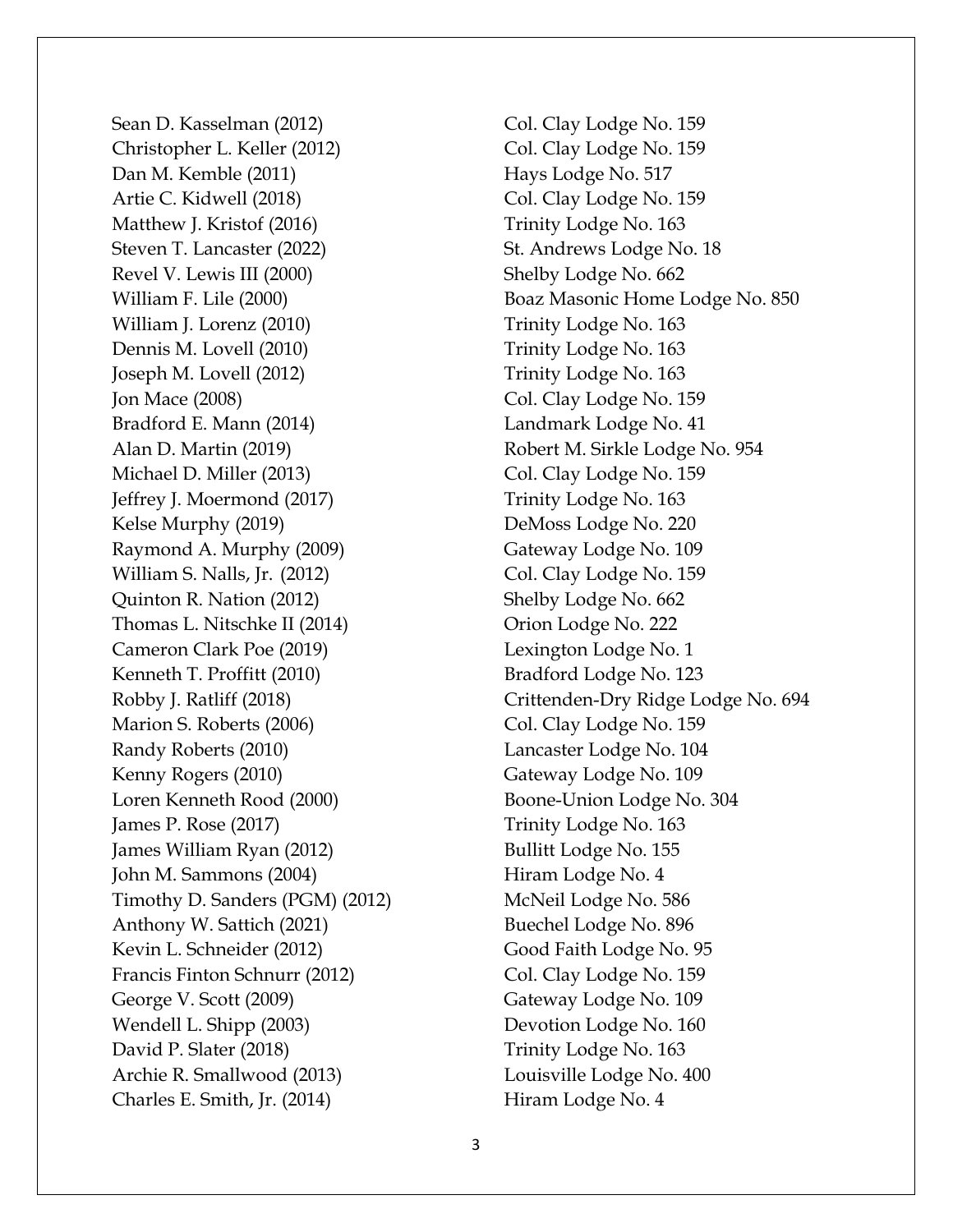| | |
|---|---|
| Sean D. Kasselman (2012) | Col. Clay Lodge No. 159 |
| Christopher L. Keller (2012) | Col. Clay Lodge No. 159 |
| Dan M. Kemble (2011) | Hays Lodge No. 517 |
| Artie C. Kidwell (2018) | Col. Clay Lodge No. 159 |
| Matthew J. Kristof (2016) | Trinity Lodge No. 163 |
| Steven T. Lancaster (2022) | St. Andrews Lodge No. 18 |
| Revel V. Lewis III (2000) | Shelby Lodge No. 662 |
| William F. Lile (2000) | Boaz Masonic Home Lodge No. 850 |
| William J. Lorenz (2010) | Trinity Lodge No. 163 |
| Dennis M. Lovell (2010) | Trinity Lodge No. 163 |
| Joseph M. Lovell (2012) | Trinity Lodge No. 163 |
| Jon Mace (2008) | Col. Clay Lodge No. 159 |
| Bradford E. Mann (2014) | Landmark Lodge No. 41 |
| Alan D. Martin (2019) | Robert M. Sirkle Lodge No. 954 |
| Michael D. Miller (2013) | Col. Clay Lodge No. 159 |
| Jeffrey J. Moermond (2017) | Trinity Lodge No. 163 |
| Kelse Murphy (2019) | DeMoss Lodge No. 220 |
| Raymond A. Murphy (2009) | Gateway Lodge No. 109 |
| William S. Nalls, Jr. (2012) | Col. Clay Lodge No. 159 |
| Quinton R. Nation (2012) | Shelby Lodge No. 662 |
| Thomas L. Nitschke II (2014) | Orion Lodge No. 222 |
| Cameron Clark Poe (2019) | Lexington Lodge No. 1 |
| Kenneth T. Proffitt (2010) | Bradford Lodge No. 123 |
| Robby J. Ratliff (2018) | Crittenden-Dry Ridge Lodge No. 694 |
| Marion S. Roberts (2006) | Col. Clay Lodge No. 159 |
| Randy Roberts (2010) | Lancaster Lodge No. 104 |
| Kenny Rogers (2010) | Gateway Lodge No. 109 |
| Loren Kenneth Rood (2000) | Boone-Union Lodge No. 304 |
| James P. Rose (2017) | Trinity Lodge No. 163 |
| James William Ryan (2012) | Bullitt Lodge No. 155 |
| John M. Sammons (2004) | Hiram Lodge No. 4 |
| Timothy D. Sanders (PGM) (2012) | McNeil Lodge No. 586 |
| Anthony W. Sattich (2021) | Buechel Lodge No. 896 |
| Kevin L. Schneider (2012) | Good Faith Lodge No. 95 |
| Francis Finton Schnurr (2012) | Col. Clay Lodge No. 159 |
| George V. Scott (2009) | Gateway Lodge No. 109 |
| Wendell L. Shipp (2003) | Devotion Lodge No. 160 |
| David P. Slater (2018) | Trinity Lodge No. 163 |
| Archie R. Smallwood (2013) | Louisville Lodge No. 400 |
| Charles E. Smith, Jr. (2014) | Hiram Lodge No. 4 |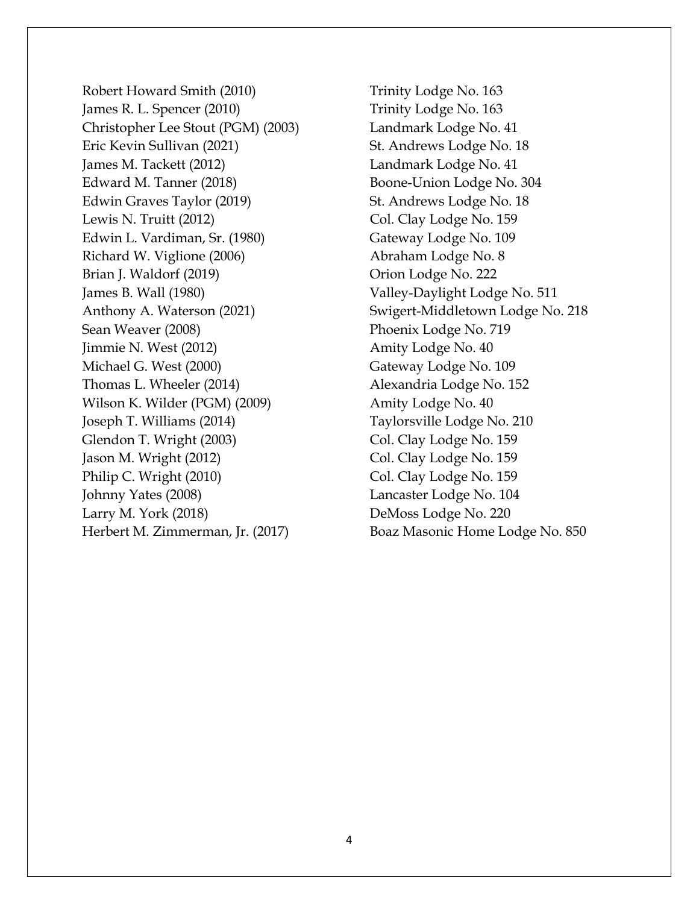| | |
|---|---|
| Robert Howard Smith (2010) | Trinity Lodge No. 163 |
| James R. L. Spencer (2010) | Trinity Lodge No. 163 |
| Christopher Lee Stout (PGM) (2003) | Landmark Lodge No. 41 |
| Eric Kevin Sullivan (2021) | St. Andrews Lodge No. 18 |
| James M. Tackett (2012) | Landmark Lodge No. 41 |
| Edward M. Tanner (2018) | Boone-Union Lodge No. 304 |
| Edwin Graves Taylor (2019) | St. Andrews Lodge No. 18 |
| Lewis N. Truitt (2012) | Col. Clay Lodge No. 159 |
| Edwin L. Vardiman, Sr. (1980) | Gateway Lodge No. 109 |
| Richard W. Viglione (2006) | Abraham Lodge No. 8 |
| Brian J. Waldorf (2019) | Orion Lodge No. 222 |
| James B. Wall (1980) | Valley-Daylight Lodge No. 511 |
| Anthony A. Waterson (2021) | Swigert-Middletown Lodge No. 218 |
| Sean Weaver (2008) | Phoenix Lodge No. 719 |
| Jimmie N. West (2012) | Amity Lodge No. 40 |
| Michael G. West (2000) | Gateway Lodge No. 109 |
| Thomas L. Wheeler (2014) | Alexandria Lodge No. 152 |
| Wilson K. Wilder (PGM) (2009) | Amity Lodge No. 40 |
| Joseph T. Williams (2014) | Taylorsville Lodge No. 210 |
| Glendon T. Wright (2003) | Col. Clay Lodge No. 159 |
| Jason M. Wright (2012) | Col. Clay Lodge No. 159 |
| Philip C. Wright (2010) | Col. Clay Lodge No. 159 |
| Johnny Yates (2008) | Lancaster Lodge No. 104 |
| Larry M. York (2018) | DeMoss Lodge No. 220 |
| Herbert M. Zimmerman, Jr. (2017) | Boaz Masonic Home Lodge No. 850 |